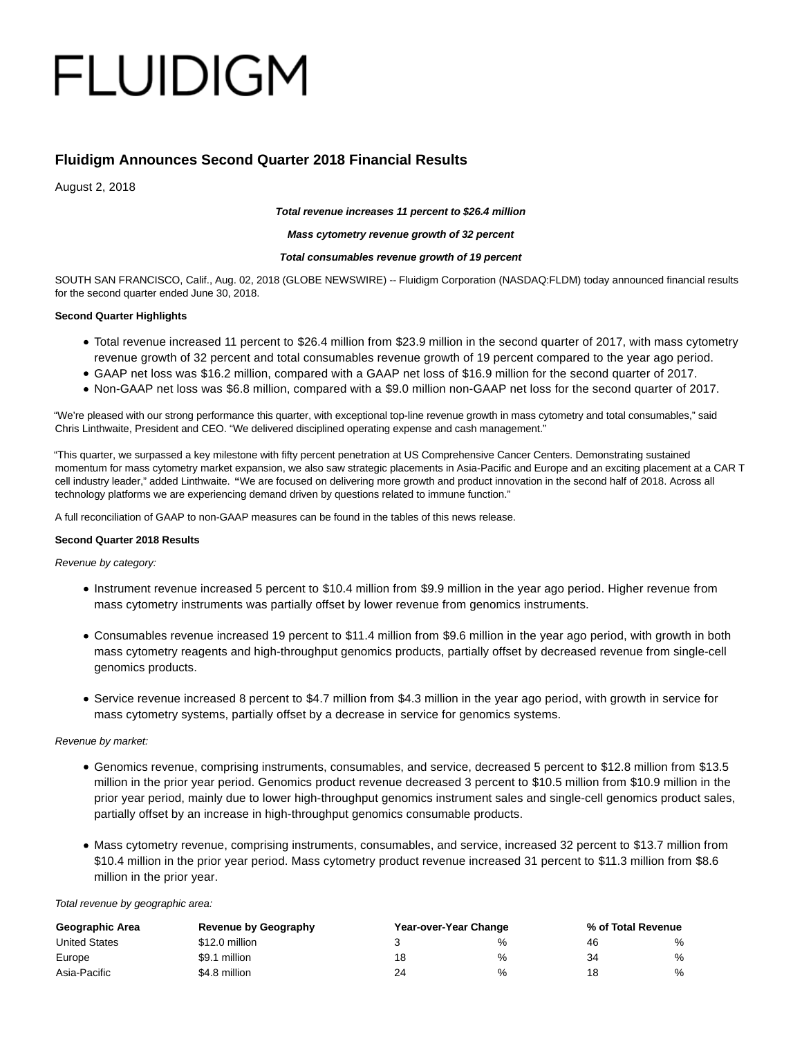FLUIDIGM

## Fluidigm Announces Second Quarter 2018 Financial Results

August 2, 2018

***Total revenue increases 11 percent to $26.4 million***

***Mass cytometry revenue growth of 32 percent***

***Total consumables revenue growth of 19 percent***

SOUTH SAN FRANCISCO, Calif., Aug. 02, 2018 (GLOBE NEWSWIRE) -- Fluidigm Corporation (NASDAQ:FLDM) today announced financial results for the second quarter ended June 30, 2018.

**Second Quarter Highlights**

- Total revenue increased 11 percent to $26.4 million from $23.9 million in the second quarter of 2017, with mass cytometry revenue growth of 32 percent and total consumables revenue growth of 19 percent compared to the year ago period.
- GAAP net loss was $16.2 million, compared with a GAAP net loss of $16.9 million for the second quarter of 2017.
- Non-GAAP net loss was $6.8 million, compared with a $9.0 million non-GAAP net loss for the second quarter of 2017.

"We're pleased with our strong performance this quarter, with exceptional top-line revenue growth in mass cytometry and total consumables," said Chris Linthwaite, President and CEO. "We delivered disciplined operating expense and cash management."

"This quarter, we surpassed a key milestone with fifty percent penetration at US Comprehensive Cancer Centers. Demonstrating sustained momentum for mass cytometry market expansion, we also saw strategic placements in Asia-Pacific and Europe and an exciting placement at a CAR T cell industry leader," added Linthwaite. **"**We are focused on delivering more growth and product innovation in the second half of 2018. Across all technology platforms we are experiencing demand driven by questions related to immune function."

A full reconciliation of GAAP to non-GAAP measures can be found in the tables of this news release.

**Second Quarter 2018 Results**

*Revenue by category:*

- Instrument revenue increased 5 percent to $10.4 million from $9.9 million in the year ago period. Higher revenue from mass cytometry instruments was partially offset by lower revenue from genomics instruments.
- Consumables revenue increased 19 percent to $11.4 million from $9.6 million in the year ago period, with growth in both mass cytometry reagents and high-throughput genomics products, partially offset by decreased revenue from single-cell genomics products.
- Service revenue increased 8 percent to $4.7 million from $4.3 million in the year ago period, with growth in service for mass cytometry systems, partially offset by a decrease in service for genomics systems.

*Revenue by market:*

- Genomics revenue, comprising instruments, consumables, and service, decreased 5 percent to $12.8 million from $13.5 million in the prior year period. Genomics product revenue decreased 3 percent to $10.5 million from $10.9 million in the prior year period, mainly due to lower high-throughput genomics instrument sales and single-cell genomics product sales, partially offset by an increase in high-throughput genomics consumable products.
- Mass cytometry revenue, comprising instruments, consumables, and service, increased 32 percent to $13.7 million from $10.4 million in the prior year period. Mass cytometry product revenue increased 31 percent to $11.3 million from $8.6 million in the prior year.

*Total revenue by geographic area:*

| Geographic Area | Revenue by Geography | Year-over-Year Change | | % of Total Revenue | |
|---|---|---|---|---|---|
| United States | $12.0 million | 3 | % | 46 | % |
| Europe | $9.1 million | 18 | % | 34 | % |
| Asia-Pacific | $4.8 million | 24 | % | 18 | % |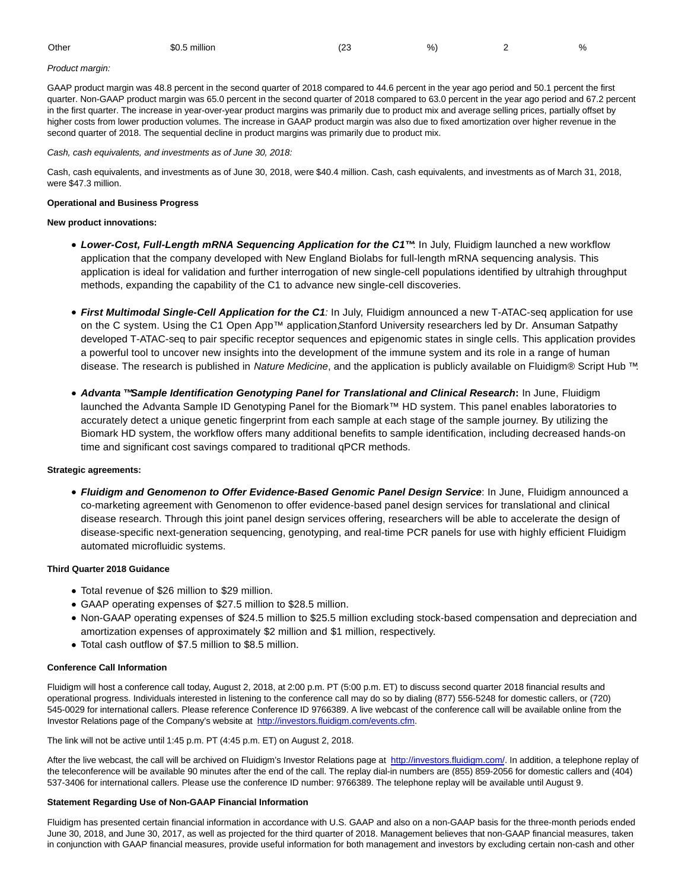| Other | $0.5 million | (23%) | 2% |
|---|---|---|---|

*Product margin:*

GAAP product margin was 48.8 percent in the second quarter of 2018 compared to 44.6 percent in the year ago period and 50.1 percent the first quarter. Non-GAAP product margin was 65.0 percent in the second quarter of 2018 compared to 63.0 percent in the year ago period and 67.2 percent in the first quarter. The increase in year-over-year product margins was primarily due to product mix and average selling prices, partially offset by higher costs from lower production volumes. The increase in GAAP product margin was also due to fixed amortization over higher revenue in the second quarter of 2018. The sequential decline in product margins was primarily due to product mix.

*Cash, cash equivalents, and investments as of June 30, 2018:*

Cash, cash equivalents, and investments as of June 30, 2018, were $40.4 million. Cash, cash equivalents, and investments as of March 31, 2018, were $47.3 million.

**Operational and Business Progress**

**New product innovations:**

- ***Lower-Cost, Full-Length mRNA Sequencing Application for the C1™***: In July, Fluidigm launched a new workflow application that the company developed with New England Biolabs for full-length mRNA sequencing analysis. This application is ideal for validation and further interrogation of new single-cell populations identified by ultrahigh throughput methods, expanding the capability of the C1 to advance new single-cell discoveries.
- ***First Multimodal Single-Cell Application for the C1***: In July, Fluidigm announced a new T-ATAC-seq application for use on the C system. Using the C1 Open App™ application, Stanford University researchers led by Dr. Ansuman Satpathy developed T-ATAC-seq to pair specific receptor sequences and epigenomic states in single cells. This application provides a powerful tool to uncover new insights into the development of the immune system and its role in a range of human disease. The research is published in *Nature Medicine*, and the application is publicly available on Fluidigm® Script Hub™.
- ***Advanta™ Sample Identification Genotyping Panel for Translational and Clinical Research*:** In June, Fluidigm launched the Advanta Sample ID Genotyping Panel for the Biomark™ HD system. This panel enables laboratories to accurately detect a unique genetic fingerprint from each sample at each stage of the sample journey. By utilizing the Biomark HD system, the workflow offers many additional benefits to sample identification, including decreased hands-on time and significant cost savings compared to traditional qPCR methods.

**Strategic agreements:**

- ***Fluidigm and Genomenon to Offer Evidence-Based Genomic Panel Design Service***: In June, Fluidigm announced a co-marketing agreement with Genomenon to offer evidence-based panel design services for translational and clinical disease research. Through this joint panel design services offering, researchers will be able to accelerate the design of disease-specific next-generation sequencing, genotyping, and real-time PCR panels for use with highly efficient Fluidigm automated microfluidic systems.

**Third Quarter 2018 Guidance**

- Total revenue of $26 million to $29 million.
- GAAP operating expenses of $27.5 million to $28.5 million.
- Non-GAAP operating expenses of $24.5 million to $25.5 million excluding stock-based compensation and depreciation and amortization expenses of approximately $2 million and $1 million, respectively.
- Total cash outflow of $7.5 million to $8.5 million.

**Conference Call Information**

Fluidigm will host a conference call today, August 2, 2018, at 2:00 p.m. PT (5:00 p.m. ET) to discuss second quarter 2018 financial results and operational progress. Individuals interested in listening to the conference call may do so by dialing (877) 556-5248 for domestic callers, or (720) 545-0029 for international callers. Please reference Conference ID 9766389. A live webcast of the conference call will be available online from the Investor Relations page of the Company's website at http://investors.fluidigm.com/events.cfm.

The link will not be active until 1:45 p.m. PT (4:45 p.m. ET) on August 2, 2018.

After the live webcast, the call will be archived on Fluidigm's Investor Relations page at http://investors.fluidigm.com/. In addition, a telephone replay of the teleconference will be available 90 minutes after the end of the call. The replay dial-in numbers are (855) 859-2056 for domestic callers and (404) 537-3406 for international callers. Please use the conference ID number: 9766389. The telephone replay will be available until August 9.

**Statement Regarding Use of Non-GAAP Financial Information**

Fluidigm has presented certain financial information in accordance with U.S. GAAP and also on a non-GAAP basis for the three-month periods ended June 30, 2018, and June 30, 2017, as well as projected for the third quarter of 2018. Management believes that non-GAAP financial measures, taken in conjunction with GAAP financial measures, provide useful information for both management and investors by excluding certain non-cash and other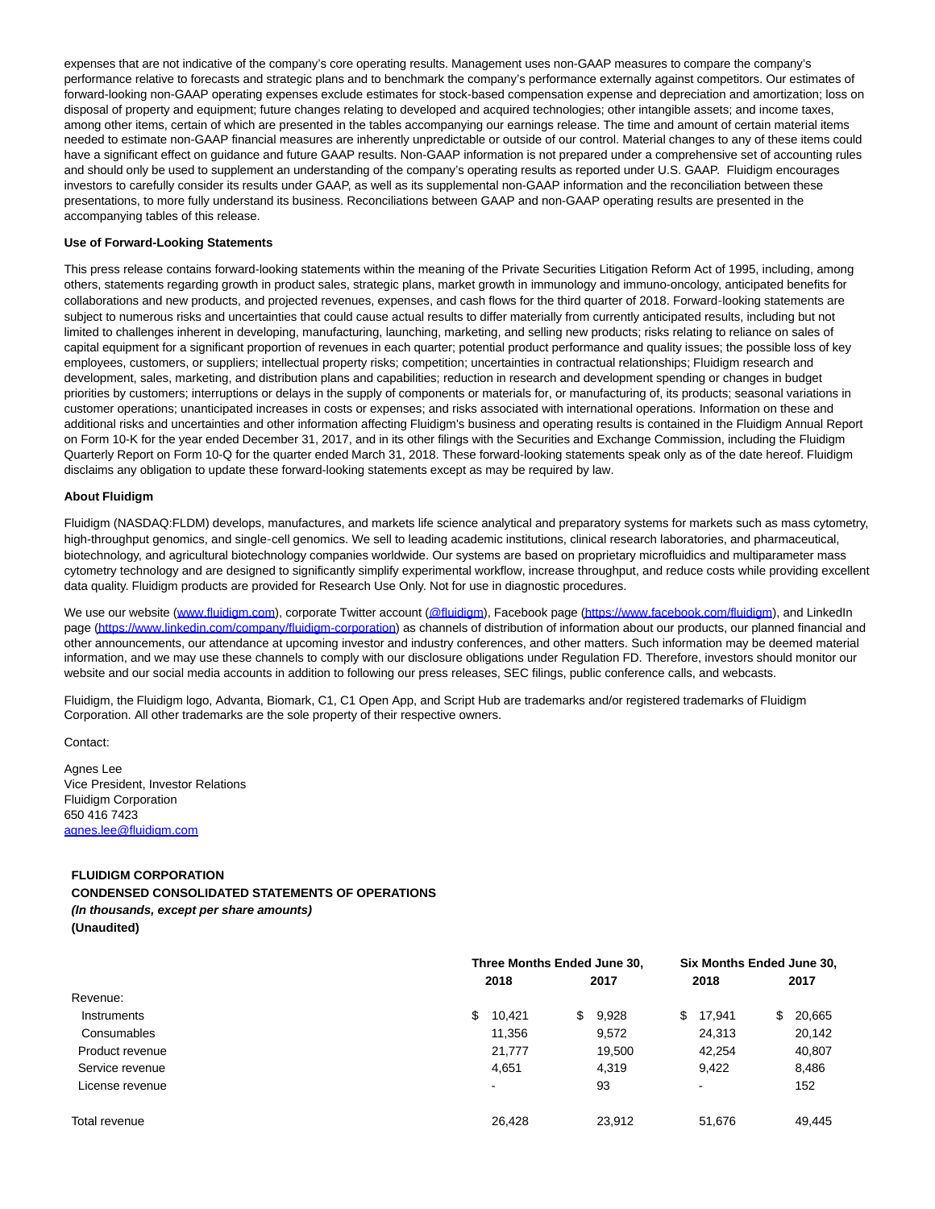expenses that are not indicative of the company's core operating results. Management uses non-GAAP measures to compare the company's performance relative to forecasts and strategic plans and to benchmark the company's performance externally against competitors. Our estimates of forward-looking non-GAAP operating expenses exclude estimates for stock-based compensation expense and depreciation and amortization; loss on disposal of property and equipment; future changes relating to developed and acquired technologies; other intangible assets; and income taxes, among other items, certain of which are presented in the tables accompanying our earnings release. The time and amount of certain material items needed to estimate non-GAAP financial measures are inherently unpredictable or outside of our control. Material changes to any of these items could have a significant effect on guidance and future GAAP results. Non-GAAP information is not prepared under a comprehensive set of accounting rules and should only be used to supplement an understanding of the company's operating results as reported under U.S. GAAP. Fluidigm encourages investors to carefully consider its results under GAAP, as well as its supplemental non-GAAP information and the reconciliation between these presentations, to more fully understand its business. Reconciliations between GAAP and non-GAAP operating results are presented in the accompanying tables of this release.

**Use of Forward-Looking Statements**

This press release contains forward-looking statements within the meaning of the Private Securities Litigation Reform Act of 1995, including, among others, statements regarding growth in product sales, strategic plans, market growth in immunology and immuno-oncology, anticipated benefits for collaborations and new products, and projected revenues, expenses, and cash flows for the third quarter of 2018. Forward-looking statements are subject to numerous risks and uncertainties that could cause actual results to differ materially from currently anticipated results, including but not limited to challenges inherent in developing, manufacturing, launching, marketing, and selling new products; risks relating to reliance on sales of capital equipment for a significant proportion of revenues in each quarter; potential product performance and quality issues; the possible loss of key employees, customers, or suppliers; intellectual property risks; competition; uncertainties in contractual relationships; Fluidigm research and development, sales, marketing, and distribution plans and capabilities; reduction in research and development spending or changes in budget priorities by customers; interruptions or delays in the supply of components or materials for, or manufacturing of, its products; seasonal variations in customer operations; unanticipated increases in costs or expenses; and risks associated with international operations. Information on these and additional risks and uncertainties and other information affecting Fluidigm's business and operating results is contained in the Fluidigm Annual Report on Form 10-K for the year ended December 31, 2017, and in its other filings with the Securities and Exchange Commission, including the Fluidigm Quarterly Report on Form 10-Q for the quarter ended March 31, 2018. These forward-looking statements speak only as of the date hereof. Fluidigm disclaims any obligation to update these forward-looking statements except as may be required by law.

**About Fluidigm**

Fluidigm (NASDAQ:FLDM) develops, manufactures, and markets life science analytical and preparatory systems for markets such as mass cytometry, high-throughput genomics, and single-cell genomics. We sell to leading academic institutions, clinical research laboratories, and pharmaceutical, biotechnology, and agricultural biotechnology companies worldwide. Our systems are based on proprietary microfluidics and multiparameter mass cytometry technology and are designed to significantly simplify experimental workflow, increase throughput, and reduce costs while providing excellent data quality. Fluidigm products are provided for Research Use Only. Not for use in diagnostic procedures.

We use our website (www.fluidigm.com), corporate Twitter account (@fluidigm), Facebook page (https://www.facebook.com/fluidigm), and LinkedIn page (https://www.linkedin.com/company/fluidigm-corporation) as channels of distribution of information about our products, our planned financial and other announcements, our attendance at upcoming investor and industry conferences, and other matters. Such information may be deemed material information, and we may use these channels to comply with our disclosure obligations under Regulation FD. Therefore, investors should monitor our website and our social media accounts in addition to following our press releases, SEC filings, public conference calls, and webcasts.

Fluidigm, the Fluidigm logo, Advanta, Biomark, C1, C1 Open App, and Script Hub are trademarks and/or registered trademarks of Fluidigm Corporation. All other trademarks are the sole property of their respective owners.

Contact:

Agnes Lee
Vice President, Investor Relations
Fluidigm Corporation
650 416 7423
agnes.lee@fluidigm.com

**FLUIDIGM CORPORATION**
**CONDENSED CONSOLIDATED STATEMENTS OF OPERATIONS**
***(In thousands, except per share amounts)***
**(Unaudited)**

| | Three Months Ended June 30, | | Six Months Ended June 30, | |
|---|---|---|---|---|
| | 2018 | 2017 | 2018 | 2017 |
| Revenue: | | | | |
| Instruments | $ 10,421 | $ 9,928 | $ 17,941 | $ 20,665 |
| Consumables | 11,356 | 9,572 | 24,313 | 20,142 |
| Product revenue | 21,777 | 19,500 | 42,254 | 40,807 |
| Service revenue | 4,651 | 4,319 | 9,422 | 8,486 |
| License revenue | - | 93 | - | 152 |
| Total revenue | 26,428 | 23,912 | 51,676 | 49,445 |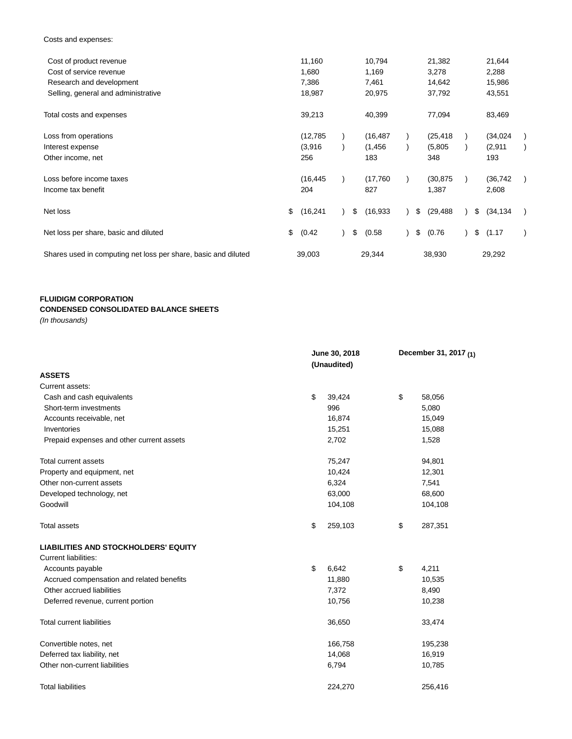| | | | | |
|---|---|---|---|---|
| Costs and expenses: | | | | |
| Cost of product revenue | 11,160 | 10,794 | 21,382 | 21,644 |
| Cost of service revenue | 1,680 | 1,169 | 3,278 | 2,288 |
| Research and development | 7,386 | 7,461 | 14,642 | 15,986 |
| Selling, general and administrative | 18,987 | 20,975 | 37,792 | 43,551 |
| Total costs and expenses | 39,213 | 40,399 | 77,094 | 83,469 |
| Loss from operations | (12,785) | (16,487) | (25,418) | (34,024) |
| Interest expense | (3,916) | (1,456) | (5,805) | (2,911) |
| Other income, net | 256 | 183 | 348 | 193 |
| Loss before income taxes | (16,445) | (17,760) | (30,875) | (36,742) |
| Income tax benefit | 204 | 827 | 1,387 | 2,608 |
| Net loss | $ (16,241) | $ (16,933) | $ (29,488) | $ (34,134) |
| Net loss per share, basic and diluted | $ (0.42) | $ (0.58) | $ (0.76) | $ (1.17) |
| Shares used in computing net loss per share, basic and diluted | 39,003 | 29,344 | 38,930 | 29,292 |

**FLUIDIGM CORPORATION**
**CONDENSED CONSOLIDATED BALANCE SHEETS**
*(In thousands)*

| | June 30, 2018 (Unaudited) | December 31, 2017 (1) |
|---|---|---|
| **ASSETS** | | |
| Current assets: | | |
| Cash and cash equivalents | $ 39,424 | $ 58,056 |
| Short-term investments | 996 | 5,080 |
| Accounts receivable, net | 16,874 | 15,049 |
| Inventories | 15,251 | 15,088 |
| Prepaid expenses and other current assets | 2,702 | 1,528 |
| Total current assets | 75,247 | 94,801 |
| Property and equipment, net | 10,424 | 12,301 |
| Other non-current assets | 6,324 | 7,541 |
| Developed technology, net | 63,000 | 68,600 |
| Goodwill | 104,108 | 104,108 |
| Total assets | $ 259,103 | $ 287,351 |
| **LIABILITIES AND STOCKHOLDERS' EQUITY** | | |
| Current liabilities: | | |
| Accounts payable | $ 6,642 | $ 4,211 |
| Accrued compensation and related benefits | 11,880 | 10,535 |
| Other accrued liabilities | 7,372 | 8,490 |
| Deferred revenue, current portion | 10,756 | 10,238 |
| Total current liabilities | 36,650 | 33,474 |
| Convertible notes, net | 166,758 | 195,238 |
| Deferred tax liability, net | 14,068 | 16,919 |
| Other non-current liabilities | 6,794 | 10,785 |
| Total liabilities | 224,270 | 256,416 |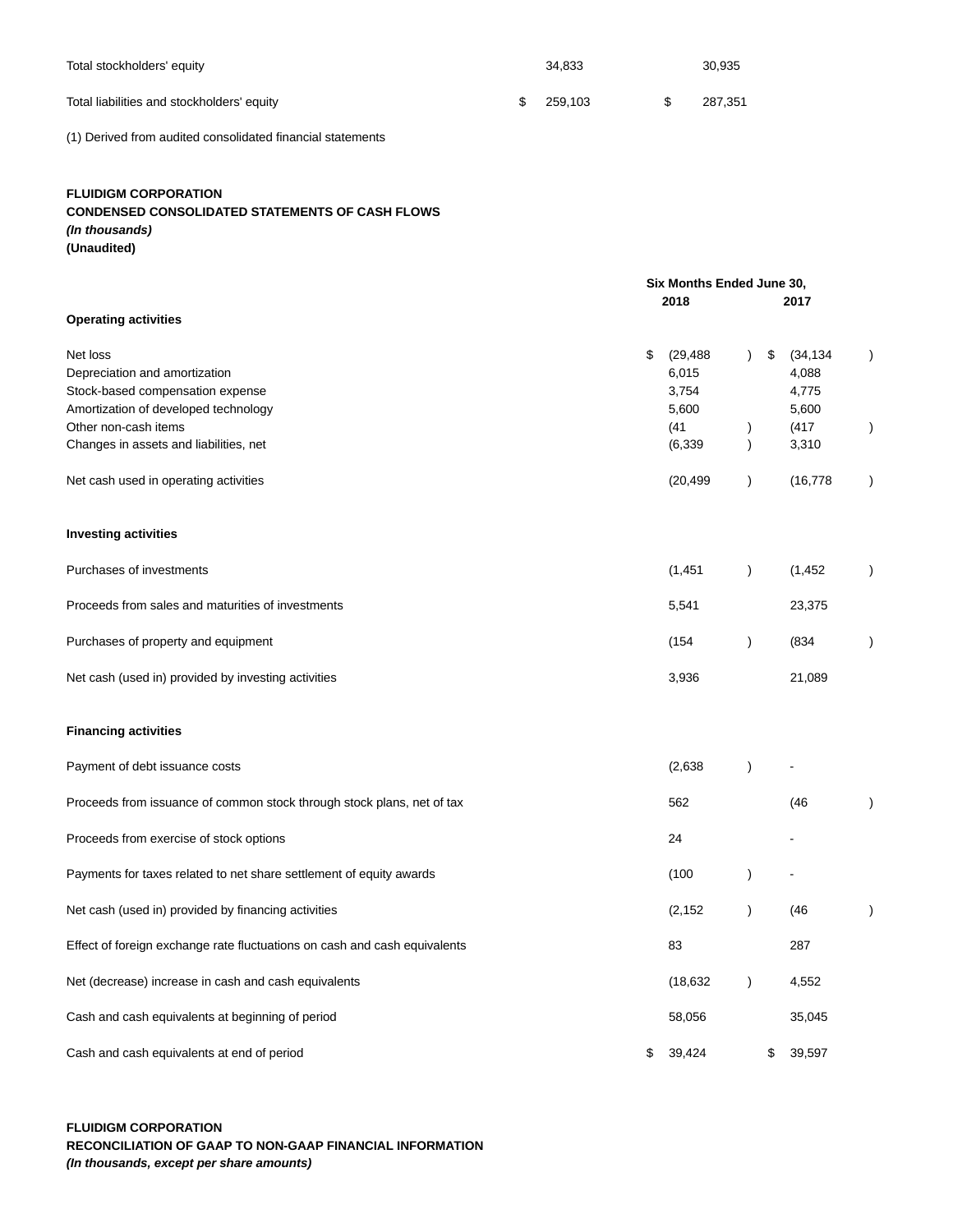| | | |
|---|---|---|
| Total stockholders' equity | 34,833 | 30,935 |
| Total liabilities and stockholders' equity | $ 259,103 | $ 287,351 |

(1) Derived from audited consolidated financial statements

**FLUIDIGM CORPORATION**
**CONDENSED CONSOLIDATED STATEMENTS OF CASH FLOWS**
***(In thousands)***
**(Unaudited)**

| | Six Months Ended June 30, | |
|---|---|---|
| | **2018** | **2017** |
| **Operating activities** | | |
| Net loss | $ (29,488) | $ (34,134) |
| Depreciation and amortization | 6,015 | 4,088 |
| Stock-based compensation expense | 3,754 | 4,775 |
| Amortization of developed technology | 5,600 | 5,600 |
| Other non-cash items | (41) | (417) |
| Changes in assets and liabilities, net | (6,339) | 3,310 |
| Net cash used in operating activities | (20,499) | (16,778) |
| **Investing activities** | | |
| Purchases of investments | (1,451) | (1,452) |
| Proceeds from sales and maturities of investments | 5,541 | 23,375 |
| Purchases of property and equipment | (154) | (834) |
| Net cash (used in) provided by investing activities | 3,936 | 21,089 |
| **Financing activities** | | |
| Payment of debt issuance costs | (2,638) | - |
| Proceeds from issuance of common stock through stock plans, net of tax | 562 | (46) |
| Proceeds from exercise of stock options | 24 | - |
| Payments for taxes related to net share settlement of equity awards | (100) | - |
| Net cash (used in) provided by financing activities | (2,152) | (46) |
| Effect of foreign exchange rate fluctuations on cash and cash equivalents | 83 | 287 |
| Net (decrease) increase in cash and cash equivalents | (18,632) | 4,552 |
| Cash and cash equivalents at beginning of period | 58,056 | 35,045 |
| Cash and cash equivalents at end of period | $ 39,424 | $ 39,597 |

**FLUIDIGM CORPORATION**
**RECONCILIATION OF GAAP TO NON-GAAP FINANCIAL INFORMATION**
***(In thousands, except per share amounts)***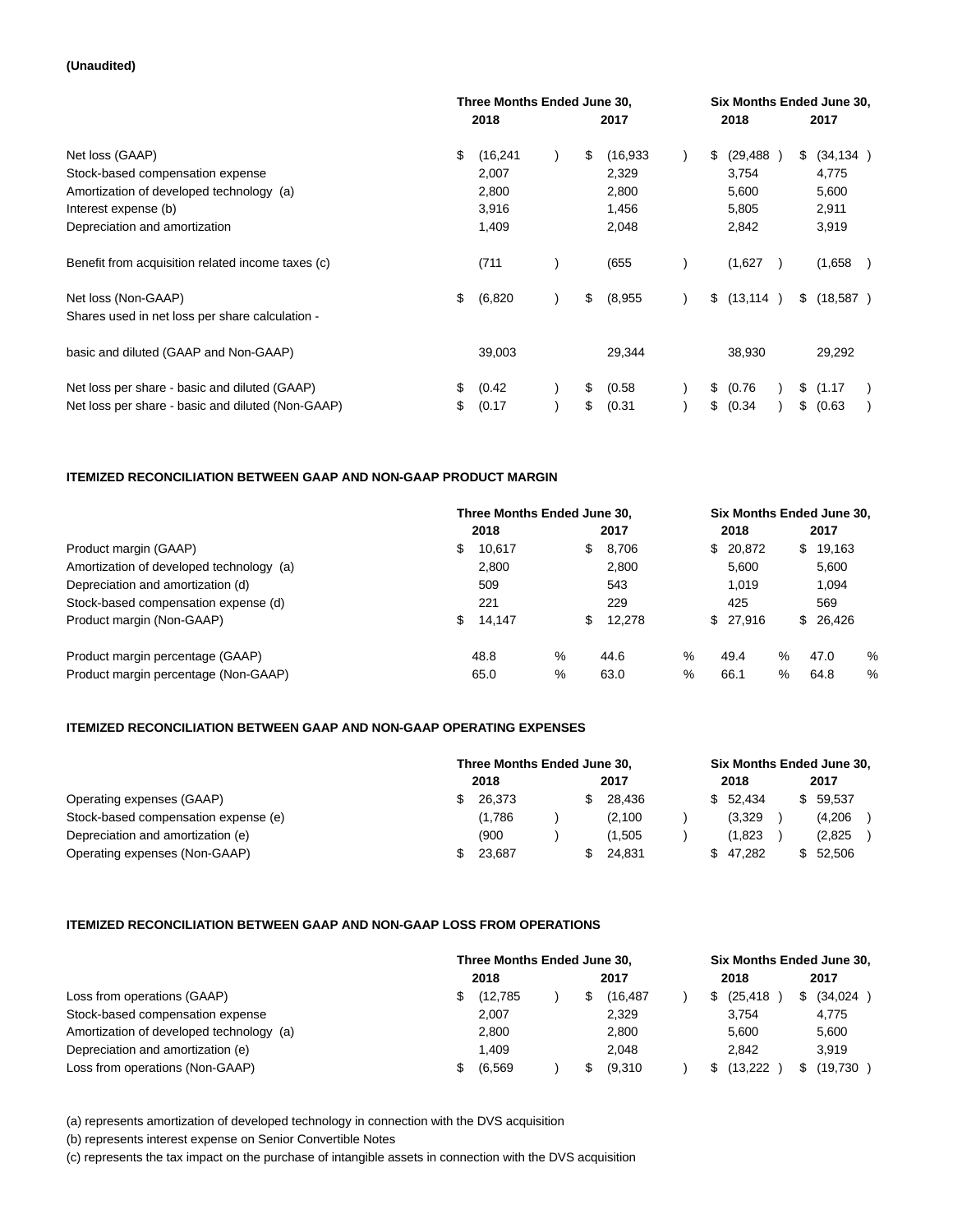**(Unaudited)**

| | Three Months Ended June 30, | | Six Months Ended June 30, | |
|---|---|---|---|---|
| | 2018 | 2017 | 2018 | 2017 |
| Net loss (GAAP) | $ (16,241 ) | $ (16,933 ) | $ (29,488 ) | $ (34,134 ) |
| Stock-based compensation expense | 2,007 | 2,329 | 3,754 | 4,775 |
| Amortization of developed technology (a) | 2,800 | 2,800 | 5,600 | 5,600 |
| Interest expense (b) | 3,916 | 1,456 | 5,805 | 2,911 |
| Depreciation and amortization | 1,409 | 2,048 | 2,842 | 3,919 |
| Benefit from acquisition related income taxes (c) | (711 ) | (655 ) | (1,627 ) | (1,658 ) |
| Net loss (Non-GAAP) | $ (6,820 ) | $ (8,955 ) | $ (13,114 ) | $ (18,587 ) |
| Shares used in net loss per share calculation - | | | | |
| basic and diluted (GAAP and Non-GAAP) | 39,003 | 29,344 | 38,930 | 29,292 |
| Net loss per share - basic and diluted (GAAP) | $ (0.42 ) | $ (0.58 ) | $ (0.76 ) | $ (1.17 ) |
| Net loss per share - basic and diluted (Non-GAAP) | $ (0.17 ) | $ (0.31 ) | $ (0.34 ) | $ (0.63 ) |

**ITEMIZED RECONCILIATION BETWEEN GAAP AND NON-GAAP PRODUCT MARGIN**

| | Three Months Ended June 30, | | Six Months Ended June 30, | |
|---|---|---|---|---|
| | 2018 | 2017 | 2018 | 2017 |
| Product margin (GAAP) | $ 10,617 | $ 8,706 | $ 20,872 | $ 19,163 |
| Amortization of developed technology (a) | 2,800 | 2,800 | 5,600 | 5,600 |
| Depreciation and amortization (d) | 509 | 543 | 1,019 | 1,094 |
| Stock-based compensation expense (d) | 221 | 229 | 425 | 569 |
| Product margin (Non-GAAP) | $ 14,147 | $ 12,278 | $ 27,916 | $ 26,426 |
| Product margin percentage (GAAP) | 48.8 % | 44.6 % | 49.4 % | 47.0 % |
| Product margin percentage (Non-GAAP) | 65.0 % | 63.0 % | 66.1 % | 64.8 % |

**ITEMIZED RECONCILIATION BETWEEN GAAP AND NON-GAAP OPERATING EXPENSES**

| | Three Months Ended June 30, | | Six Months Ended June 30, | |
|---|---|---|---|---|
| | 2018 | 2017 | 2018 | 2017 |
| Operating expenses (GAAP) | $ 26,373 | $ 28,436 | $ 52,434 | $ 59,537 |
| Stock-based compensation expense (e) | (1,786 ) | (2,100 ) | (3,329 ) | (4,206 ) |
| Depreciation and amortization (e) | (900 ) | (1,505 ) | (1,823 ) | (2,825 ) |
| Operating expenses (Non-GAAP) | $ 23,687 | $ 24,831 | $ 47,282 | $ 52,506 |

**ITEMIZED RECONCILIATION BETWEEN GAAP AND NON-GAAP LOSS FROM OPERATIONS**

| | Three Months Ended June 30, | | Six Months Ended June 30, | |
|---|---|---|---|---|
| | 2018 | 2017 | 2018 | 2017 |
| Loss from operations (GAAP) | $ (12,785 ) | $ (16,487 ) | $ (25,418 ) | $ (34,024 ) |
| Stock-based compensation expense | 2,007 | 2,329 | 3,754 | 4,775 |
| Amortization of developed technology (a) | 2,800 | 2,800 | 5,600 | 5,600 |
| Depreciation and amortization (e) | 1,409 | 2,048 | 2,842 | 3,919 |
| Loss from operations (Non-GAAP) | $ (6,569 ) | $ (9,310 ) | $ (13,222 ) | $ (19,730 ) |

(a) represents amortization of developed technology in connection with the DVS acquisition

(b) represents interest expense on Senior Convertible Notes

(c) represents the tax impact on the purchase of intangible assets in connection with the DVS acquisition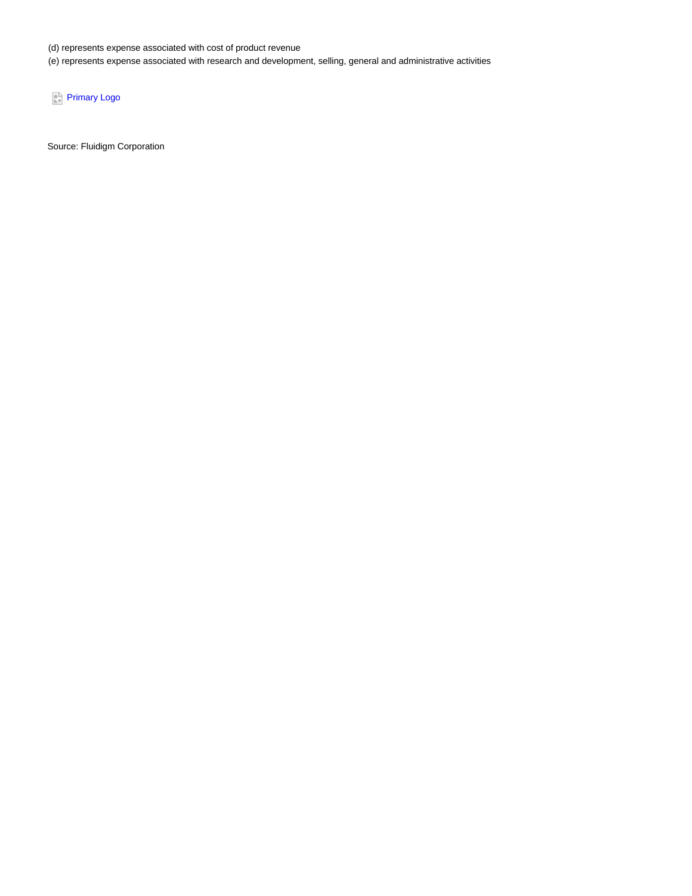(d) represents expense associated with cost of product revenue
(e) represents expense associated with research and development, selling, general and administrative activities

Primary Logo

Source: Fluidigm Corporation